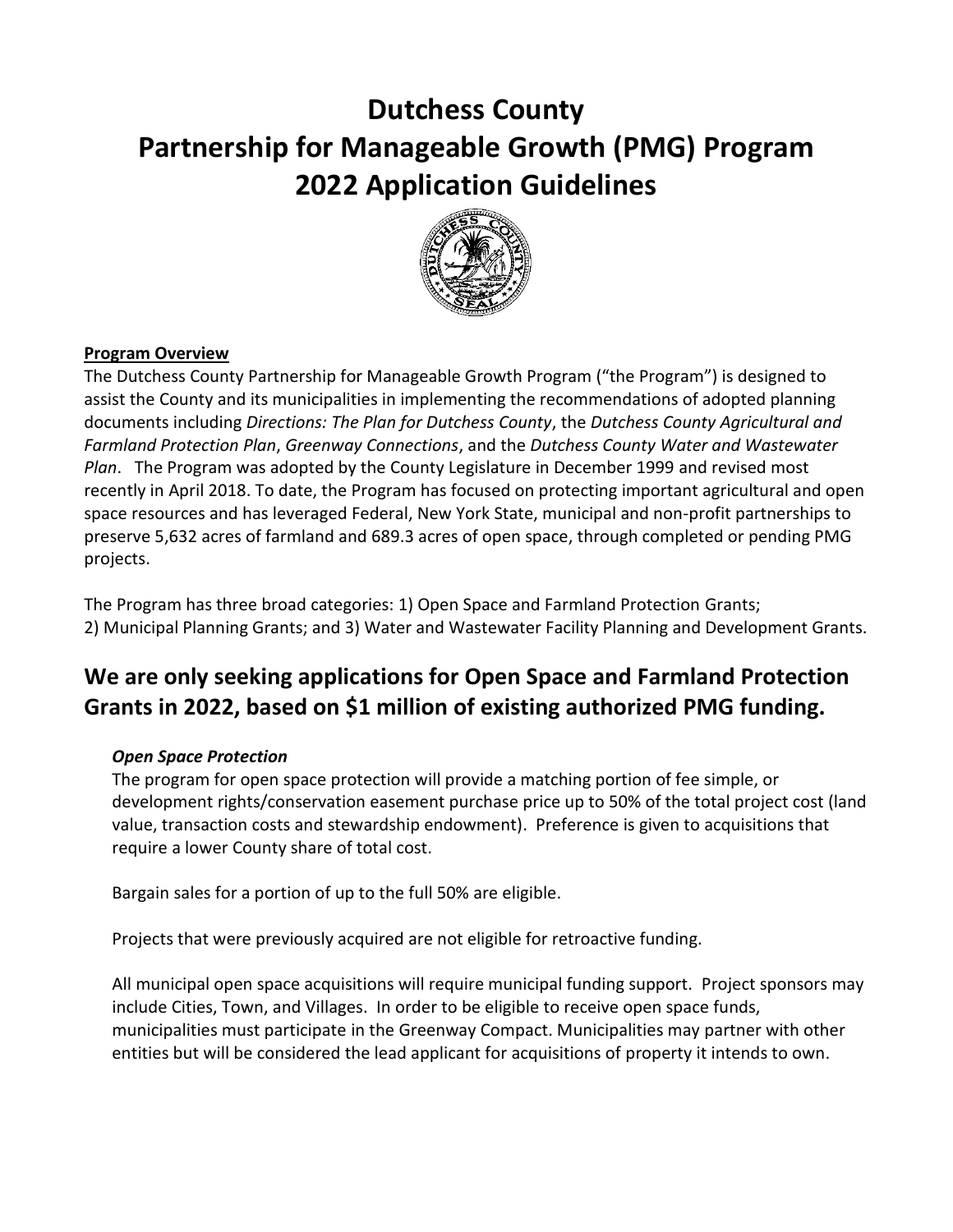# Dutchess County
# Partnership for Manageable Growth (PMG) Program
# 2022 Application Guidelines

**Program Overview**

The Dutchess County Partnership for Manageable Growth Program ("the Program") is designed to assist the County and its municipalities in implementing the recommendations of adopted planning documents including *Directions: The Plan for Dutchess County*, the *Dutchess County Agricultural and Farmland Protection Plan*, *Greenway Connections*, and the *Dutchess County Water and Wastewater Plan*. The Program was adopted by the County Legislature in December 1999 and revised most recently in April 2018. To date, the Program has focused on protecting important agricultural and open space resources and has leveraged Federal, New York State, municipal and non-profit partnerships to preserve 5,632 acres of farmland and 689.3 acres of open space, through completed or pending PMG projects.

The Program has three broad categories: 1) Open Space and Farmland Protection Grants; 2) Municipal Planning Grants; and 3) Water and Wastewater Facility Planning and Development Grants.

## We are only seeking applications for Open Space and Farmland Protection Grants in 2022, based on $1 million of existing authorized PMG funding.

### *Open Space Protection*

The program for open space protection will provide a matching portion of fee simple, or development rights/conservation easement purchase price up to 50% of the total project cost (land value, transaction costs and stewardship endowment). Preference is given to acquisitions that require a lower County share of total cost.

Bargain sales for a portion of up to the full 50% are eligible.

Projects that were previously acquired are not eligible for retroactive funding.

All municipal open space acquisitions will require municipal funding support. Project sponsors may include Cities, Town, and Villages. In order to be eligible to receive open space funds, municipalities must participate in the Greenway Compact. Municipalities may partner with other entities but will be considered the lead applicant for acquisitions of property it intends to own.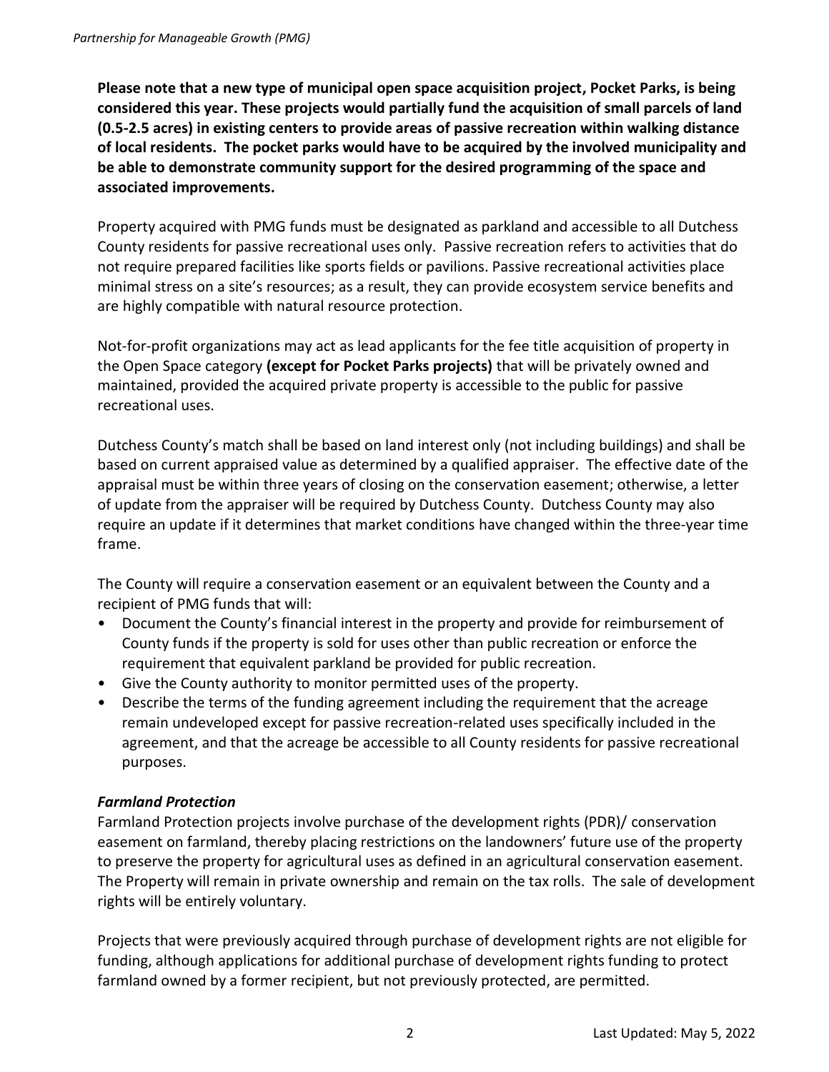**Please note that a new type of municipal open space acquisition project, Pocket Parks, is being considered this year. These projects would partially fund the acquisition of small parcels of land (0.5-2.5 acres) in existing centers to provide areas of passive recreation within walking distance of local residents. The pocket parks would have to be acquired by the involved municipality and be able to demonstrate community support for the desired programming of the space and associated improvements.**

Property acquired with PMG funds must be designated as parkland and accessible to all Dutchess County residents for passive recreational uses only. Passive recreation refers to activities that do not require prepared facilities like sports fields or pavilions. Passive recreational activities place minimal stress on a site's resources; as a result, they can provide ecosystem service benefits and are highly compatible with natural resource protection.

Not-for-profit organizations may act as lead applicants for the fee title acquisition of property in the Open Space category **(except for Pocket Parks projects)** that will be privately owned and maintained, provided the acquired private property is accessible to the public for passive recreational uses.

Dutchess County's match shall be based on land interest only (not including buildings) and shall be based on current appraised value as determined by a qualified appraiser. The effective date of the appraisal must be within three years of closing on the conservation easement; otherwise, a letter of update from the appraiser will be required by Dutchess County. Dutchess County may also require an update if it determines that market conditions have changed within the three-year time frame.

The County will require a conservation easement or an equivalent between the County and a recipient of PMG funds that will:

- Document the County's financial interest in the property and provide for reimbursement of County funds if the property is sold for uses other than public recreation or enforce the requirement that equivalent parkland be provided for public recreation.
- Give the County authority to monitor permitted uses of the property.
- Describe the terms of the funding agreement including the requirement that the acreage remain undeveloped except for passive recreation-related uses specifically included in the agreement, and that the acreage be accessible to all County residents for passive recreational purposes.

### *Farmland Protection*

Farmland Protection projects involve purchase of the development rights (PDR)/ conservation easement on farmland, thereby placing restrictions on the landowners' future use of the property to preserve the property for agricultural uses as defined in an agricultural conservation easement. The Property will remain in private ownership and remain on the tax rolls. The sale of development rights will be entirely voluntary.

Projects that were previously acquired through purchase of development rights are not eligible for funding, although applications for additional purchase of development rights funding to protect farmland owned by a former recipient, but not previously protected, are permitted.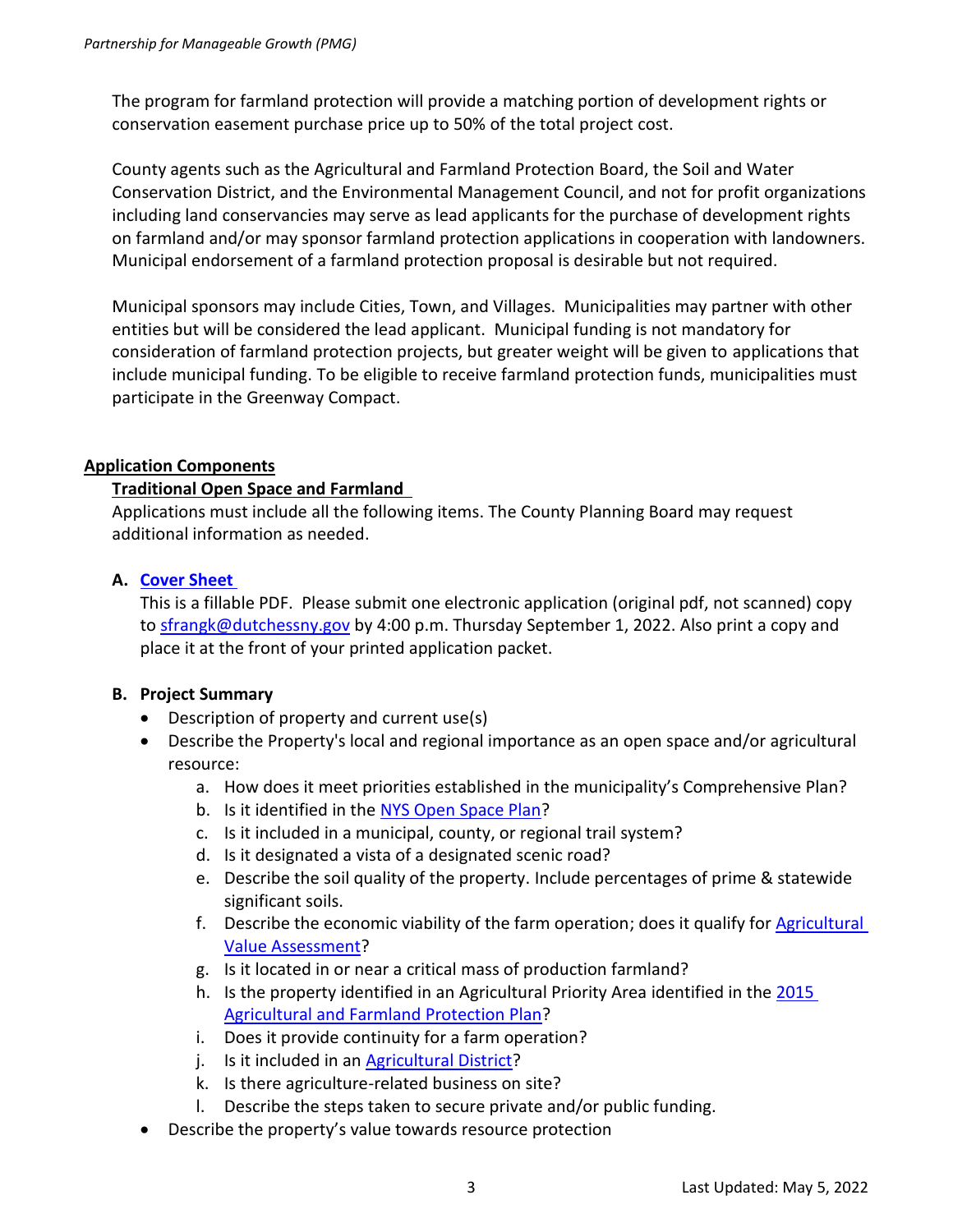The program for farmland protection will provide a matching portion of development rights or conservation easement purchase price up to 50% of the total project cost.

County agents such as the Agricultural and Farmland Protection Board, the Soil and Water Conservation District, and the Environmental Management Council, and not for profit organizations including land conservancies may serve as lead applicants for the purchase of development rights on farmland and/or may sponsor farmland protection applications in cooperation with landowners. Municipal endorsement of a farmland protection proposal is desirable but not required.

Municipal sponsors may include Cities, Town, and Villages. Municipalities may partner with other entities but will be considered the lead applicant. Municipal funding is not mandatory for consideration of farmland protection projects, but greater weight will be given to applications that include municipal funding. To be eligible to receive farmland protection funds, municipalities must participate in the Greenway Compact.

## Application Components

### Traditional Open Space and Farmland

Applications must include all the following items. The County Planning Board may request additional information as needed.

**A. Cover Sheet**

This is a fillable PDF. Please submit one electronic application (original pdf, not scanned) copy to sfrangk@dutchessny.gov by 4:00 p.m. Thursday September 1, 2022. Also print a copy and place it at the front of your printed application packet.

**B. Project Summary**

- Description of property and current use(s)
- Describe the Property's local and regional importance as an open space and/or agricultural resource:
  a. How does it meet priorities established in the municipality's Comprehensive Plan?
  b. Is it identified in the NYS Open Space Plan?
  c. Is it included in a municipal, county, or regional trail system?
  d. Is it designated a vista of a designated scenic road?
  e. Describe the soil quality of the property. Include percentages of prime & statewide significant soils.
  f. Describe the economic viability of the farm operation; does it qualify for Agricultural Value Assessment?
  g. Is it located in or near a critical mass of production farmland?
  h. Is the property identified in an Agricultural Priority Area identified in the 2015 Agricultural and Farmland Protection Plan?
  i. Does it provide continuity for a farm operation?
  j. Is it included in an Agricultural District?
  k. Is there agriculture-related business on site?
  l. Describe the steps taken to secure private and/or public funding.
- Describe the property's value towards resource protection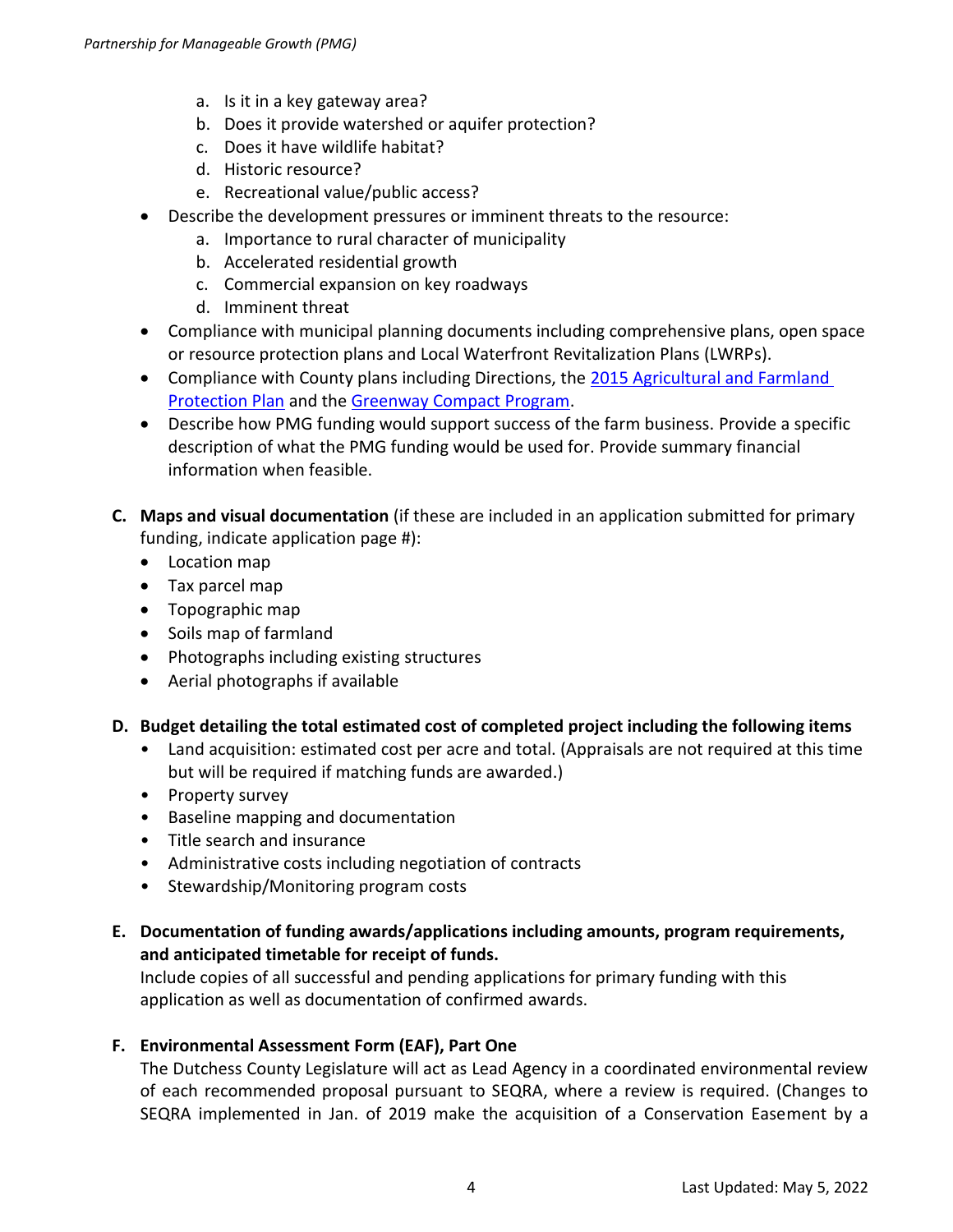a. Is it in a key gateway area?
   b. Does it provide watershed or aquifer protection?
   c. Does it have wildlife habitat?
   d. Historic resource?
   e. Recreational value/public access?

- Describe the development pressures or imminent threats to the resource:
   a. Importance to rural character of municipality
   b. Accelerated residential growth
   c. Commercial expansion on key roadways
   d. Imminent threat
- Compliance with municipal planning documents including comprehensive plans, open space or resource protection plans and Local Waterfront Revitalization Plans (LWRPs).
- Compliance with County plans including Directions, the 2015 Agricultural and Farmland Protection Plan and the Greenway Compact Program.
- Describe how PMG funding would support success of the farm business. Provide a specific description of what the PMG funding would be used for. Provide summary financial information when feasible.

**C. Maps and visual documentation** (if these are included in an application submitted for primary funding, indicate application page #):

- Location map
- Tax parcel map
- Topographic map
- Soils map of farmland
- Photographs including existing structures
- Aerial photographs if available

**D. Budget detailing the total estimated cost of completed project including the following items**

- Land acquisition: estimated cost per acre and total. (Appraisals are not required at this time but will be required if matching funds are awarded.)
- Property survey
- Baseline mapping and documentation
- Title search and insurance
- Administrative costs including negotiation of contracts
- Stewardship/Monitoring program costs

**E. Documentation of funding awards/applications including amounts, program requirements, and anticipated timetable for receipt of funds.**

Include copies of all successful and pending applications for primary funding with this application as well as documentation of confirmed awards.

**F. Environmental Assessment Form (EAF), Part One**

The Dutchess County Legislature will act as Lead Agency in a coordinated environmental review of each recommended proposal pursuant to SEQRA, where a review is required. (Changes to SEQRA implemented in Jan. of 2019 make the acquisition of a Conservation Easement by a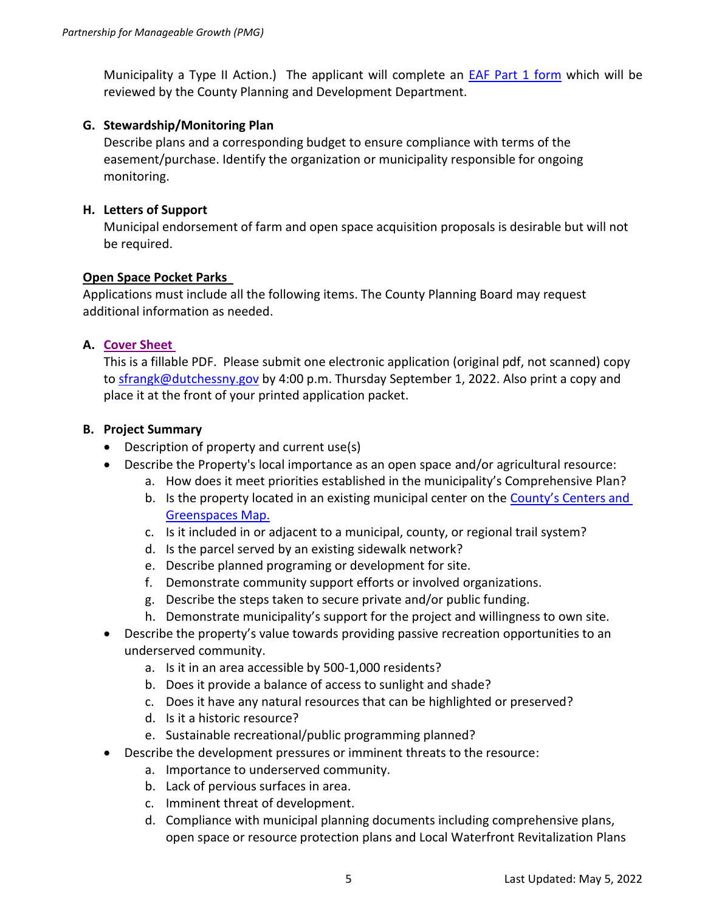Municipality a Type II Action.) The applicant will complete an [EAF Part 1 form](#) which will be reviewed by the County Planning and Development Department.

**G. Stewardship/Monitoring Plan**

Describe plans and a corresponding budget to ensure compliance with terms of the easement/purchase. Identify the organization or municipality responsible for ongoing monitoring.

**H. Letters of Support**

Municipal endorsement of farm and open space acquisition proposals is desirable but will not be required.

**Open Space Pocket Parks**

Applications must include all the following items. The County Planning Board may request additional information as needed.

**A. Cover Sheet**

This is a fillable PDF. Please submit one electronic application (original pdf, not scanned) copy to sfrangk@dutchessny.gov by 4:00 p.m. Thursday September 1, 2022. Also print a copy and place it at the front of your printed application packet.

**B. Project Summary**

- Description of property and current use(s)
- Describe the Property's local importance as an open space and/or agricultural resource:
  a. How does it meet priorities established in the municipality's Comprehensive Plan?
  b. Is the property located in an existing municipal center on the County's Centers and Greenspaces Map.
  c. Is it included in or adjacent to a municipal, county, or regional trail system?
  d. Is the parcel served by an existing sidewalk network?
  e. Describe planned programing or development for site.
  f. Demonstrate community support efforts or involved organizations.
  g. Describe the steps taken to secure private and/or public funding.
  h. Demonstrate municipality's support for the project and willingness to own site.
- Describe the property's value towards providing passive recreation opportunities to an underserved community.
  a. Is it in an area accessible by 500-1,000 residents?
  b. Does it provide a balance of access to sunlight and shade?
  c. Does it have any natural resources that can be highlighted or preserved?
  d. Is it a historic resource?
  e. Sustainable recreational/public programming planned?
- Describe the development pressures or imminent threats to the resource:
  a. Importance to underserved community.
  b. Lack of pervious surfaces in area.
  c. Imminent threat of development.
  d. Compliance with municipal planning documents including comprehensive plans, open space or resource protection plans and Local Waterfront Revitalization Plans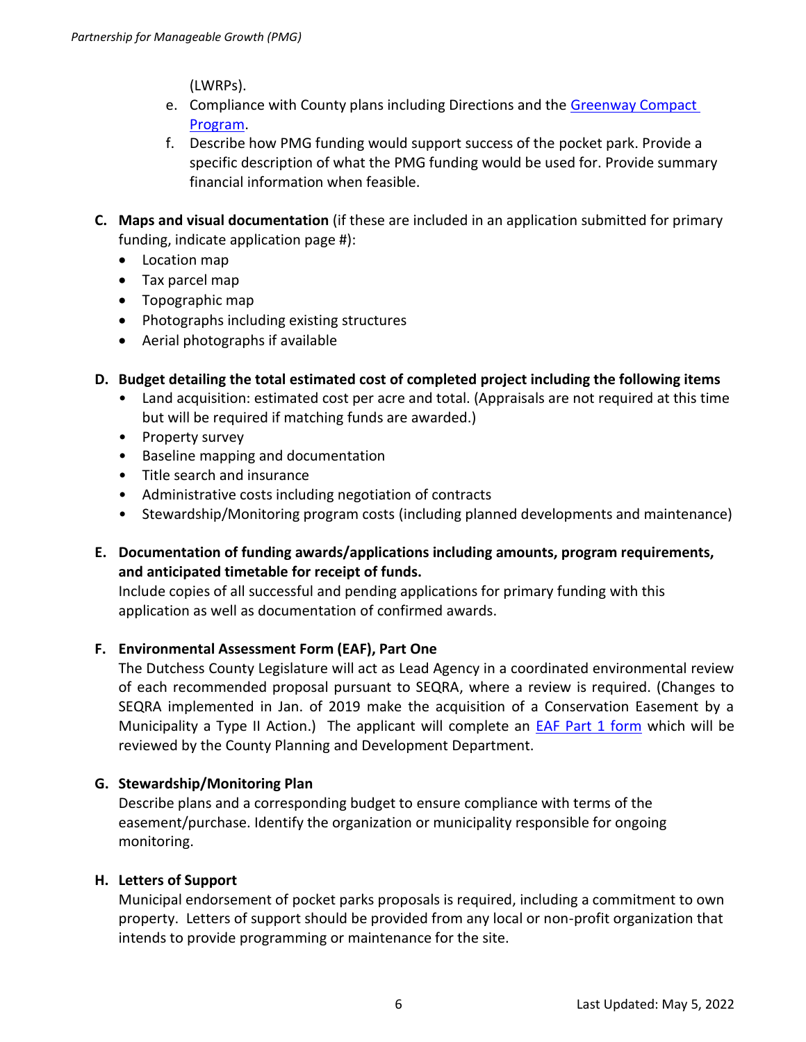(LWRPs).

e. Compliance with County plans including Directions and the [Greenway Compact Program](Greenway Compact Program).
f. Describe how PMG funding would support success of the pocket park. Provide a specific description of what the PMG funding would be used for. Provide summary financial information when feasible.

**C. Maps and visual documentation** (if these are included in an application submitted for primary funding, indicate application page #):

- Location map
- Tax parcel map
- Topographic map
- Photographs including existing structures
- Aerial photographs if available

**D. Budget detailing the total estimated cost of completed project including the following items**

- Land acquisition: estimated cost per acre and total. (Appraisals are not required at this time but will be required if matching funds are awarded.)
- Property survey
- Baseline mapping and documentation
- Title search and insurance
- Administrative costs including negotiation of contracts
- Stewardship/Monitoring program costs (including planned developments and maintenance)

**E. Documentation of funding awards/applications including amounts, program requirements, and anticipated timetable for receipt of funds.**

Include copies of all successful and pending applications for primary funding with this application as well as documentation of confirmed awards.

**F. Environmental Assessment Form (EAF), Part One**

The Dutchess County Legislature will act as Lead Agency in a coordinated environmental review of each recommended proposal pursuant to SEQRA, where a review is required. (Changes to SEQRA implemented in Jan. of 2019 make the acquisition of a Conservation Easement by a Municipality a Type II Action.) The applicant will complete an EAF Part 1 form which will be reviewed by the County Planning and Development Department.

**G. Stewardship/Monitoring Plan**

Describe plans and a corresponding budget to ensure compliance with terms of the easement/purchase. Identify the organization or municipality responsible for ongoing monitoring.

**H. Letters of Support**

Municipal endorsement of pocket parks proposals is required, including a commitment to own property. Letters of support should be provided from any local or non-profit organization that intends to provide programming or maintenance for the site.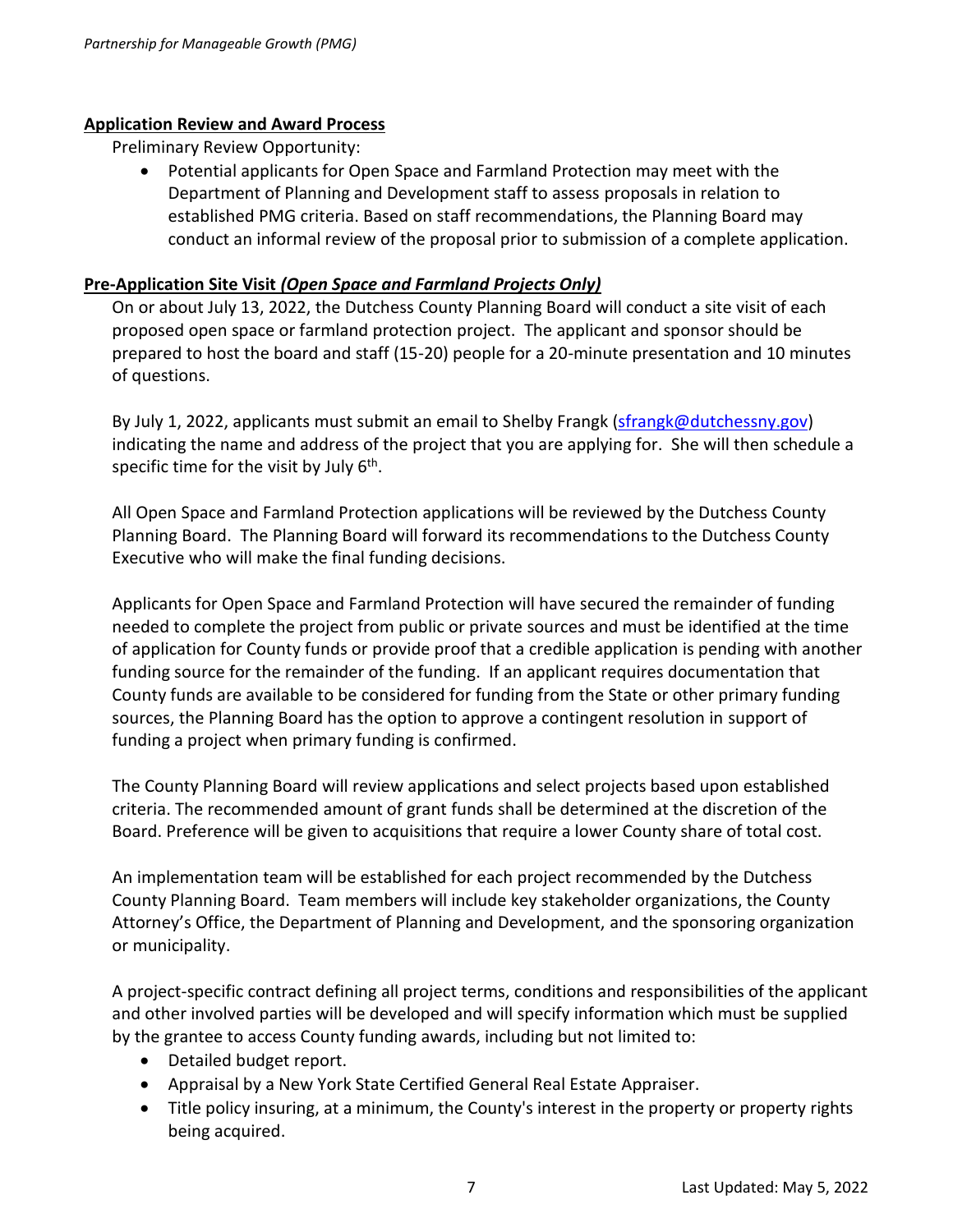## Application Review and Award Process

Preliminary Review Opportunity:

- Potential applicants for Open Space and Farmland Protection may meet with the Department of Planning and Development staff to assess proposals in relation to established PMG criteria. Based on staff recommendations, the Planning Board may conduct an informal review of the proposal prior to submission of a complete application.

## Pre-Application Site Visit *(Open Space and Farmland Projects Only)*

On or about July 13, 2022, the Dutchess County Planning Board will conduct a site visit of each proposed open space or farmland protection project. The applicant and sponsor should be prepared to host the board and staff (15-20) people for a 20-minute presentation and 10 minutes of questions.

By July 1, 2022, applicants must submit an email to Shelby Frangk (sfrangk@dutchessny.gov) indicating the name and address of the project that you are applying for. She will then schedule a specific time for the visit by July 6th.

All Open Space and Farmland Protection applications will be reviewed by the Dutchess County Planning Board. The Planning Board will forward its recommendations to the Dutchess County Executive who will make the final funding decisions.

Applicants for Open Space and Farmland Protection will have secured the remainder of funding needed to complete the project from public or private sources and must be identified at the time of application for County funds or provide proof that a credible application is pending with another funding source for the remainder of the funding. If an applicant requires documentation that County funds are available to be considered for funding from the State or other primary funding sources, the Planning Board has the option to approve a contingent resolution in support of funding a project when primary funding is confirmed.

The County Planning Board will review applications and select projects based upon established criteria. The recommended amount of grant funds shall be determined at the discretion of the Board. Preference will be given to acquisitions that require a lower County share of total cost.

An implementation team will be established for each project recommended by the Dutchess County Planning Board. Team members will include key stakeholder organizations, the County Attorney's Office, the Department of Planning and Development, and the sponsoring organization or municipality.

A project-specific contract defining all project terms, conditions and responsibilities of the applicant and other involved parties will be developed and will specify information which must be supplied by the grantee to access County funding awards, including but not limited to:

- Detailed budget report.
- Appraisal by a New York State Certified General Real Estate Appraiser.
- Title policy insuring, at a minimum, the County's interest in the property or property rights being acquired.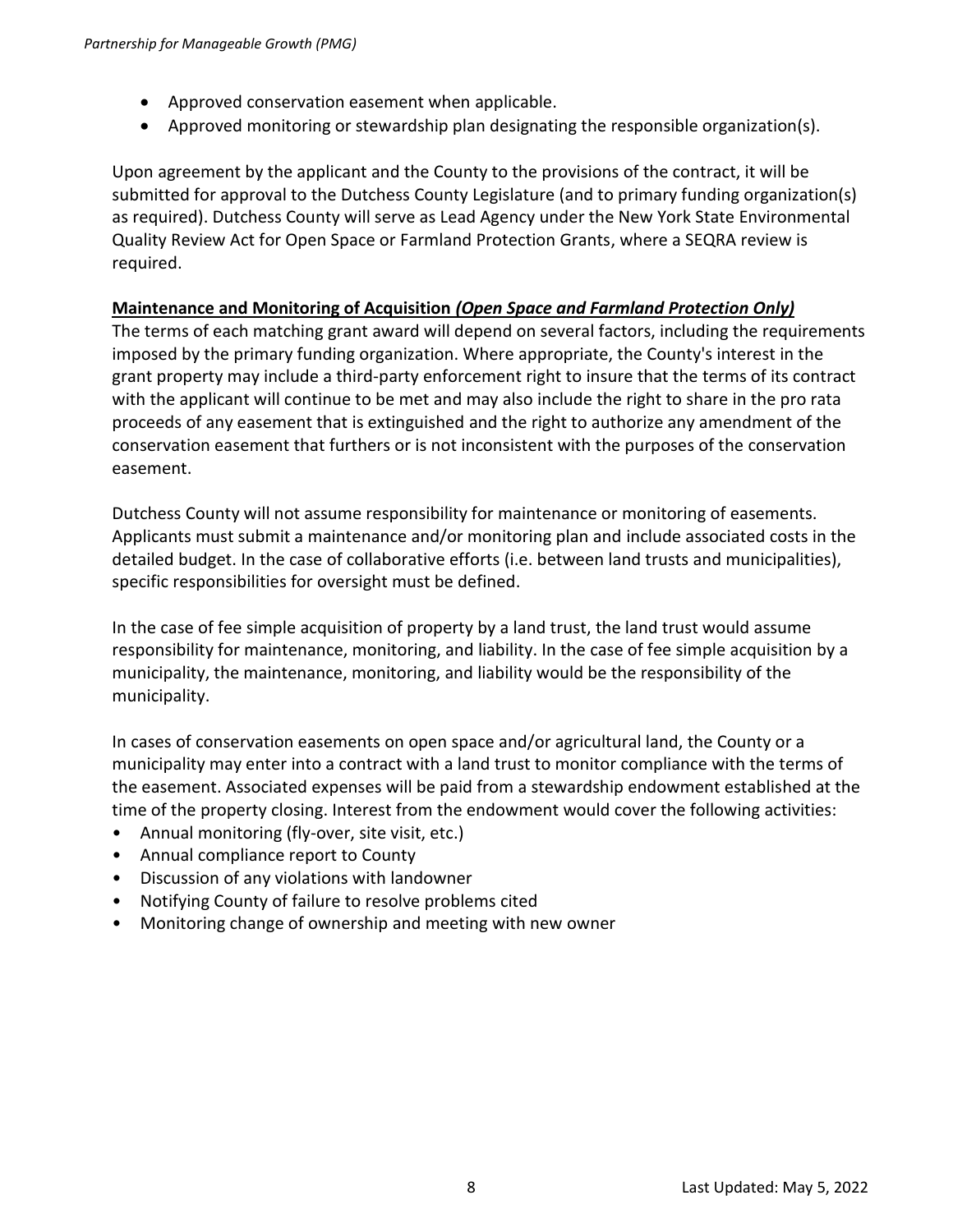- Approved conservation easement when applicable.
- Approved monitoring or stewardship plan designating the responsible organization(s).

Upon agreement by the applicant and the County to the provisions of the contract, it will be submitted for approval to the Dutchess County Legislature (and to primary funding organization(s) as required). Dutchess County will serve as Lead Agency under the New York State Environmental Quality Review Act for Open Space or Farmland Protection Grants, where a SEQRA review is required.

**Maintenance and Monitoring of Acquisition *(Open Space and Farmland Protection Only)***

The terms of each matching grant award will depend on several factors, including the requirements imposed by the primary funding organization. Where appropriate, the County's interest in the grant property may include a third-party enforcement right to insure that the terms of its contract with the applicant will continue to be met and may also include the right to share in the pro rata proceeds of any easement that is extinguished and the right to authorize any amendment of the conservation easement that furthers or is not inconsistent with the purposes of the conservation easement.

Dutchess County will not assume responsibility for maintenance or monitoring of easements. Applicants must submit a maintenance and/or monitoring plan and include associated costs in the detailed budget. In the case of collaborative efforts (i.e. between land trusts and municipalities), specific responsibilities for oversight must be defined.

In the case of fee simple acquisition of property by a land trust, the land trust would assume responsibility for maintenance, monitoring, and liability. In the case of fee simple acquisition by a municipality, the maintenance, monitoring, and liability would be the responsibility of the municipality.

In cases of conservation easements on open space and/or agricultural land, the County or a municipality may enter into a contract with a land trust to monitor compliance with the terms of the easement. Associated expenses will be paid from a stewardship endowment established at the time of the property closing. Interest from the endowment would cover the following activities:

- Annual monitoring (fly-over, site visit, etc.)
- Annual compliance report to County
- Discussion of any violations with landowner
- Notifying County of failure to resolve problems cited
- Monitoring change of ownership and meeting with new owner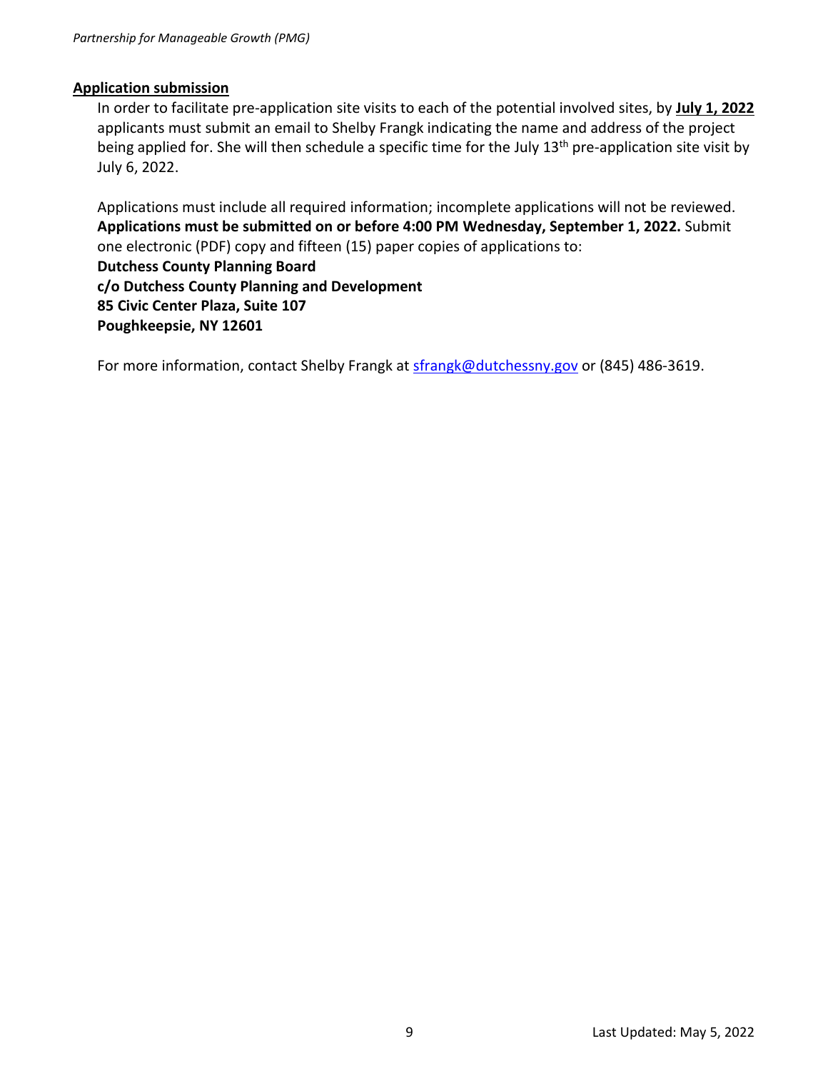**Application submission**

In order to facilitate pre-application site visits to each of the potential involved sites, by **July 1, 2022** applicants must submit an email to Shelby Frangk indicating the name and address of the project being applied for. She will then schedule a specific time for the July 13th pre-application site visit by July 6, 2022.

Applications must include all required information; incomplete applications will not be reviewed. **Applications must be submitted on or before 4:00 PM Wednesday, September 1, 2022.** Submit one electronic (PDF) copy and fifteen (15) paper copies of applications to:

**Dutchess County Planning Board**
**c/o Dutchess County Planning and Development**
**85 Civic Center Plaza, Suite 107**
**Poughkeepsie, NY 12601**

For more information, contact Shelby Frangk at sfrangk@dutchessny.gov or (845) 486-3619.